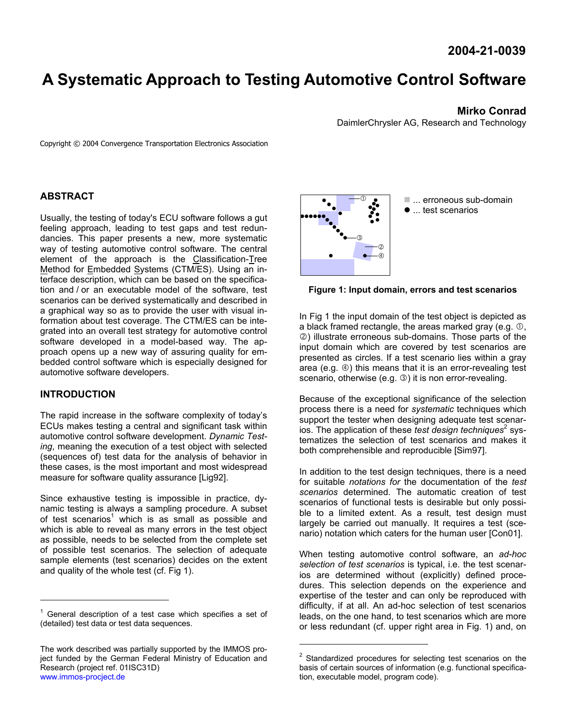2004-21-0039

# A Systematic Approach to Testing Automotive Control Software

**Mirko Conrad**
DaimlerChrysler AG, Research and Technology

Copyright © 2004 Convergence Transportation Electronics Association

## ABSTRACT

Usually, the testing of today's ECU software follows a gut feeling approach, leading to test gaps and test redundancies. This paper presents a new, more systematic way of testing automotive control software. The central element of the approach is the Classification-Tree Method for Embedded Systems (CTM/ES). Using an interface description, which can be based on the specification and / or an executable model of the software, test scenarios can be derived systematically and described in a graphical way so as to provide the user with visual information about test coverage. The CTM/ES can be integrated into an overall test strategy for automotive control software developed in a model-based way. The approach opens up a new way of assuring quality for embedded control software which is especially designed for automotive software developers.

## INTRODUCTION

The rapid increase in the software complexity of today's ECUs makes testing a central and significant task within automotive control software development. *Dynamic Testing*, meaning the execution of a test object with selected (sequences of) test data for the analysis of behavior in these cases, is the most important and most widespread measure for software quality assurance [Lig92].

Since exhaustive testing is impossible in practice, dynamic testing is always a sampling procedure. A subset of test scenarios[1] which is as small as possible and which is able to reveal as many errors in the test object as possible, needs to be selected from the complete set of possible test scenarios. The selection of adequate sample elements (test scenarios) decides on the extent and quality of the whole test (cf. Fig 1).

■ ... erroneous sub-domain
● ... test scenarios

**Figure 1: Input domain, errors and test scenarios**

In Fig 1 the input domain of the test object is depicted as a black framed rectangle, the areas marked gray (e.g. ①, ②) illustrate erroneous sub-domains. Those parts of the input domain which are covered by test scenarios are presented as circles. If a test scenario lies within a gray area (e.g. ④) this means that it is an error-revealing test scenario, otherwise (e.g. ③) it is non error-revealing.

Because of the exceptional significance of the selection process there is a need for *systematic* techniques which support the tester when designing adequate test scenarios. The application of these *test design techniques*[2] systematizes the selection of test scenarios and makes it both comprehensible and reproducible [Sim97].

In addition to the test design techniques, there is a need for suitable *notations for* the documentation of the *test scenarios* determined. The automatic creation of test scenarios of functional tests is desirable but only possible to a limited extent. As a result, test design must largely be carried out manually. It requires a test (scenario) notation which caters for the human user [Con01].

When testing automotive control software, an *ad-hoc selection of test scenarios* is typical, i.e. the test scenarios are determined without (explicitly) defined procedures. This selection depends on the experience and expertise of the tester and can only be reproduced with difficulty, if at all. An ad-hoc selection of test scenarios leads, on the one hand, to test scenarios which are more or less redundant (cf. upper right area in Fig. 1) and, on

---

[1] General description of a test case which specifies a set of (detailed) test data or test data sequences.

[2] Standardized procedures for selecting test scenarios on the basis of certain sources of information (e.g. functional specification, executable model, program code).

The work described was partially supported by the IMMOS project funded by the German Federal Ministry of Education and Research (project ref. 01ISC31D)
www.immos-procject.de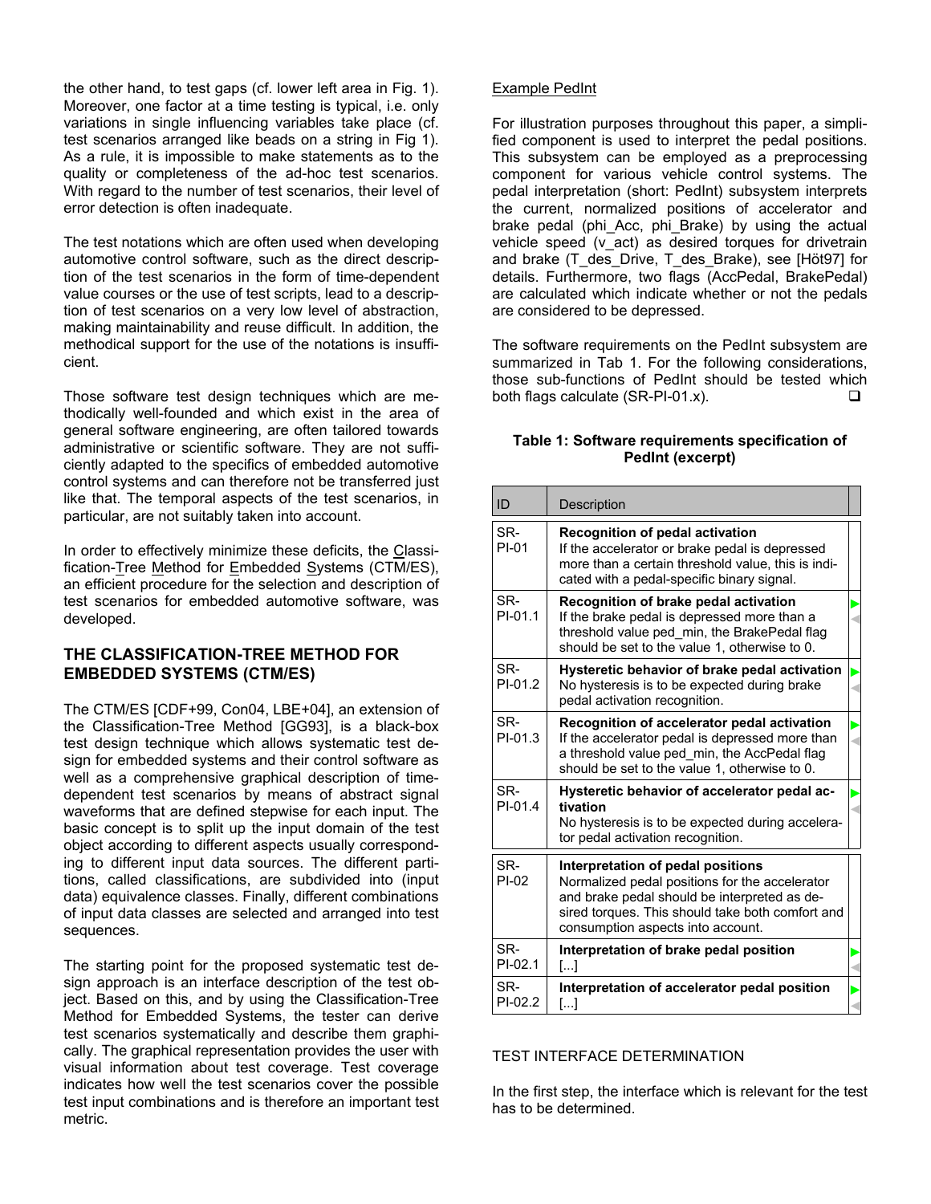the other hand, to test gaps (cf. lower left area in Fig. 1). Moreover, one factor at a time testing is typical, i.e. only variations in single influencing variables take place (cf. test scenarios arranged like beads on a string in Fig 1). As a rule, it is impossible to make statements as to the quality or completeness of the ad-hoc test scenarios. With regard to the number of test scenarios, their level of error detection is often inadequate.

The test notations which are often used when developing automotive control software, such as the direct description of the test scenarios in the form of time-dependent value courses or the use of test scripts, lead to a description of test scenarios on a very low level of abstraction, making maintainability and reuse difficult. In addition, the methodical support for the use of the notations is insufficient.

Those software test design techniques which are methodically well-founded and which exist in the area of general software engineering, are often tailored towards administrative or scientific software. They are not sufficiently adapted to the specifics of embedded automotive control systems and can therefore not be transferred just like that. The temporal aspects of the test scenarios, in particular, are not suitably taken into account.

In order to effectively minimize these deficits, the Classification-Tree Method for Embedded Systems (CTM/ES), an efficient procedure for the selection and description of test scenarios for embedded automotive software, was developed.

## THE CLASSIFICATION-TREE METHOD FOR EMBEDDED SYSTEMS (CTM/ES)

The CTM/ES [CDF+99, Con04, LBE+04], an extension of the Classification-Tree Method [GG93], is a black-box test design technique which allows systematic test design for embedded systems and their control software as well as a comprehensive graphical description of time-dependent test scenarios by means of abstract signal waveforms that are defined stepwise for each input. The basic concept is to split up the input domain of the test object according to different aspects usually corresponding to different input data sources. The different partitions, called classifications, are subdivided into (input data) equivalence classes. Finally, different combinations of input data classes are selected and arranged into test sequences.

The starting point for the proposed systematic test design approach is an interface description of the test object. Based on this, and by using the Classification-Tree Method for Embedded Systems, the tester can derive test scenarios systematically and describe them graphically. The graphical representation provides the user with visual information about test coverage. Test coverage indicates how well the test scenarios cover the possible test input combinations and is therefore an important test metric.

Example PedInt

For illustration purposes throughout this paper, a simplified component is used to interpret the pedal positions. This subsystem can be employed as a preprocessing component for various vehicle control systems. The pedal interpretation (short: PedInt) subsystem interprets the current, normalized positions of accelerator and brake pedal (phi_Acc, phi_Brake) by using the actual vehicle speed (v_act) as desired torques for drivetrain and brake (T_des_Drive, T_des_Brake), see [Höt97] for details. Furthermore, two flags (AccPedal, BrakePedal) are calculated which indicate whether or not the pedals are considered to be depressed.

The software requirements on the PedInt subsystem are summarized in Tab 1. For the following considerations, those sub-functions of PedInt should be tested which both flags calculate (SR-PI-01.x). ❑

**Table 1: Software requirements specification of PedInt (excerpt)**

| ID | Description |
|---|---|
| SR-PI-01 | **Recognition of pedal activation** If the accelerator or brake pedal is depressed more than a certain threshold value, this is indicated with a pedal-specific binary signal. |
| SR-PI-01.1 | **Recognition of brake pedal activation** If the brake pedal is depressed more than a threshold value ped_min, the BrakePedal flag should be set to the value 1, otherwise to 0. |
| SR-PI-01.2 | **Hysteretic behavior of brake pedal activation** No hysteresis is to be expected during brake pedal activation recognition. |
| SR-PI-01.3 | **Recognition of accelerator pedal activation** If the accelerator pedal is depressed more than a threshold value ped_min, the AccPedal flag should be set to the value 1, otherwise to 0. |
| SR-PI-01.4 | **Hysteretic behavior of accelerator pedal activation** No hysteresis is to be expected during accelerator pedal activation recognition. |
| SR-PI-02 | **Interpretation of pedal positions** Normalized pedal positions for the accelerator and brake pedal should be interpreted as desired torques. This should take both comfort and consumption aspects into account. |
| SR-PI-02.1 | **Interpretation of brake pedal position** [...] |
| SR-PI-02.2 | **Interpretation of accelerator pedal position** [...] |

TEST INTERFACE DETERMINATION

In the first step, the interface which is relevant for the test has to be determined.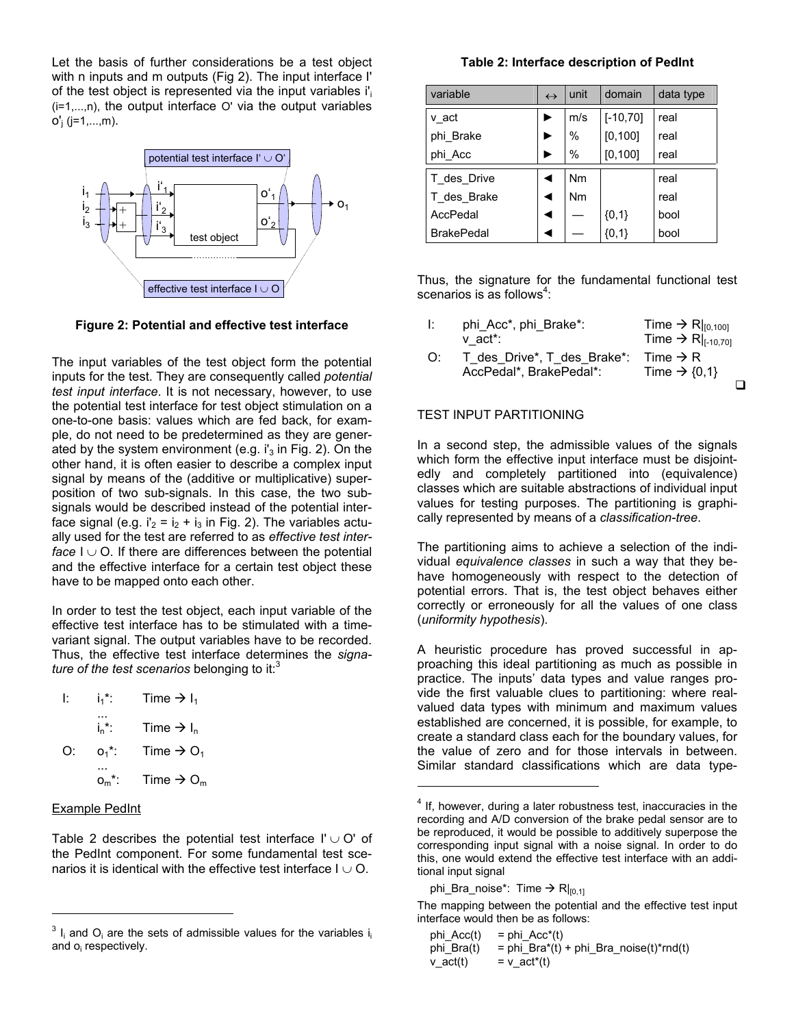Let the basis of further considerations be a test object with n inputs and m outputs (Fig 2). The input interface I' of the test object is represented via the input variables $i'_i$ (i=1,...,n), the output interface O' via the output variables $o'_j$ (j=1,...,m).

**Figure 2: Potential and effective test interface**

The input variables of the test object form the potential inputs for the test. They are consequently called *potential test input interface*. It is not necessary, however, to use the potential test interface for test object stimulation on a one-to-one basis: values which are fed back, for example, do not need to be predetermined as they are generated by the system environment (e.g. $i'_3$ in Fig. 2). On the other hand, it is often easier to describe a complex input signal by means of the (additive or multiplicative) superposition of two sub-signals. In this case, the two sub-signals would be described instead of the potential interface signal (e.g. $i'_2 = i_2 + i_3$ in Fig. 2). The variables actually used for the test are referred to as *effective test interface* $I \cup O$. If there are differences between the potential and the effective interface for a certain test object these have to be mapped onto each other.

In order to test the test object, each input variable of the effective test interface has to be stimulated with a time-variant signal. The output variables have to be recorded. Thus, the effective test interface determines the *signature of the test scenarios* belonging to it:[3]

I: $i_1^*$: Time → $I_1$
...
$i_n^*$: Time → $I_n$

O: $o_1^*$: Time → $O_1$
...
$o_m^*$: Time → $O_m$

Example PedInt

Table 2 describes the potential test interface $I' \cup O'$ of the PedInt component. For some fundamental test scenarios it is identical with the effective test interface $I \cup O$.

[3] $I_i$ and $O_i$ are the sets of admissible values for the variables $i_i$ and $o_i$ respectively.

**Table 2: Interface description of PedInt**

| variable | ↔ | unit | domain | data type |
|---|---|---|---|---|
| v_act | ► | m/s | [-10,70] | real |
| phi_Brake | ► | % | [0,100] | real |
| phi_Acc | ► | % | [0,100] | real |
| T_des_Drive | ◄ | Nm | | real |
| T_des_Brake | ◄ | Nm | | real |
| AccPedal | ◄ | — | {0,1} | bool |
| BrakePedal | ◄ | — | {0,1} | bool |

Thus, the signature for the fundamental functional test scenarios is as follows[4]:

I: phi_Acc*, phi_Brake*: Time → $\mathbb{R}|_{[0,100]}$
v_act*: Time → $\mathbb{R}|_{[-10,70]}$

O: T_des_Drive*, T_des_Brake*: Time → $\mathbb{R}$
AccPedal*, BrakePedal*: Time → {0,1}

❑

## TEST INPUT PARTITIONING

In a second step, the admissible values of the signals which form the effective input interface must be disjointedly and completely partitioned into (equivalence) classes which are suitable abstractions of individual input values for testing purposes. The partitioning is graphically represented by means of a *classification-tree*.

The partitioning aims to achieve a selection of the individual *equivalence classes* in such a way that they behave homogeneously with respect to the detection of potential errors. That is, the test object behaves either correctly or erroneously for all the values of one class (*uniformity hypothesis*).

A heuristic procedure has proved successful in approaching this ideal partitioning as much as possible in practice. The inputs' data types and value ranges provide the first valuable clues to partitioning: where real-valued data types with minimum and maximum values established are concerned, it is possible, for example, to create a standard class each for the boundary values, for the value of zero and for those intervals in between. Similar standard classifications which are data type-

[4] If, however, during a later robustness test, inaccuracies in the recording and A/D conversion of the brake pedal sensor are to be reproduced, it would be possible to additively superpose the corresponding input signal with a noise signal. In order to do this, one would extend the effective test interface with an additional input signal

phi_Bra_noise*: Time → $\mathbb{R}|_{[0,1]}$

The mapping between the potential and the effective test input interface would then be as follows:

phi_Acc(t) = phi_Acc*(t)
phi_Bra(t) = phi_Bra*(t) + phi_Bra_noise(t)*rnd(t)
v_act(t) = v_act*(t)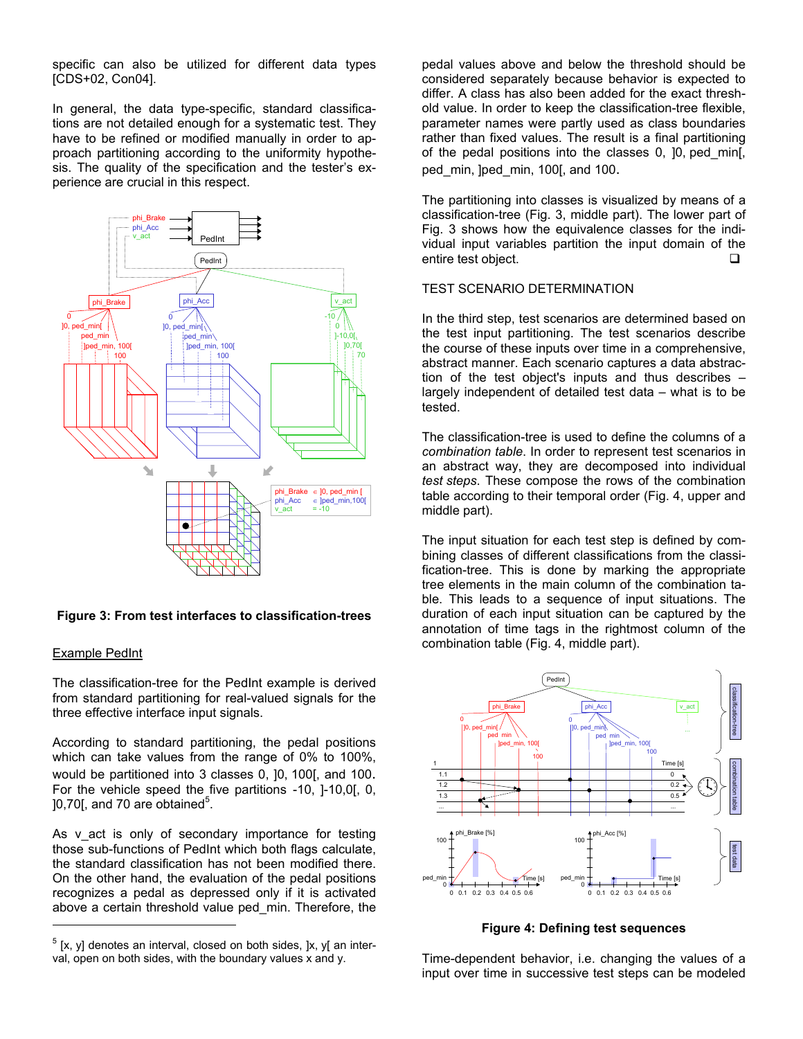specific can also be utilized for different data types [CDS+02, Con04].

In general, the data type-specific, standard classifications are not detailed enough for a systematic test. They have to be refined or modified manually in order to approach partitioning according to the uniformity hypothesis. The quality of the specification and the tester's experience are crucial in this respect.

**Figure 3: From test interfaces to classification-trees**

Example PedInt

The classification-tree for the PedInt example is derived from standard partitioning for real-valued signals for the three effective interface input signals.

According to standard partitioning, the pedal positions which can take values from the range of 0% to 100%, would be partitioned into 3 classes 0, ]0, 100[, and 100. For the vehicle speed the five partitions -10, ]-10,0[, 0, ]0,70[, and 70 are obtained[5].

As v_act is only of secondary importance for testing those sub-functions of PedInt which both flags calculate, the standard classification has not been modified there. On the other hand, the evaluation of the pedal positions recognizes a pedal as depressed only if it is activated above a certain threshold value ped_min. Therefore, the pedal values above and below the threshold should be considered separately because behavior is expected to differ. A class has also been added for the exact threshold value. In order to keep the classification-tree flexible, parameter names were partly used as class boundaries rather than fixed values. The result is a final partitioning of the pedal positions into the classes 0, ]0, ped_min[, ped_min, ]ped_min, 100[, and 100.

The partitioning into classes is visualized by means of a classification-tree (Fig. 3, middle part). The lower part of Fig. 3 shows how the equivalence classes for the individual input variables partition the input domain of the entire test object. ❑

TEST SCENARIO DETERMINATION

In the third step, test scenarios are determined based on the test input partitioning. The test scenarios describe the course of these inputs over time in a comprehensive, abstract manner. Each scenario captures a data abstraction of the test object's inputs and thus describes – largely independent of detailed test data – what is to be tested.

The classification-tree is used to define the columns of a *combination table*. In order to represent test scenarios in an abstract way, they are decomposed into individual *test steps*. These compose the rows of the combination table according to their temporal order (Fig. 4, upper and middle part).

The input situation for each test step is defined by combining classes of different classifications from the classification-tree. This is done by marking the appropriate tree elements in the main column of the combination table. This leads to a sequence of input situations. The duration of each input situation can be captured by the annotation of time tags in the rightmost column of the combination table (Fig. 4, middle part).

**Figure 4: Defining test sequences**

Time-dependent behavior, i.e. changing the values of a input over time in successive test steps can be modeled

[5] [x, y] denotes an interval, closed on both sides, ]x, y[ an interval, open on both sides, with the boundary values x and y.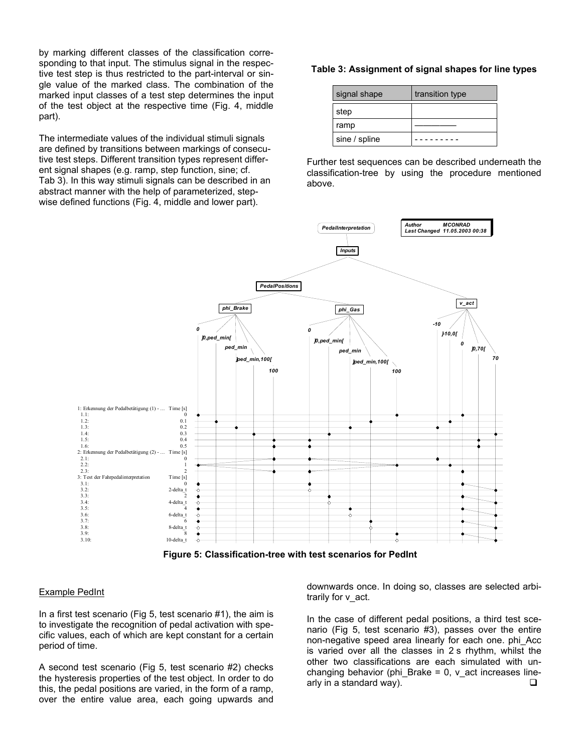by marking different classes of the classification corresponding to that input. The stimulus signal in the respective test step is thus restricted to the part-interval or single value of the marked class. The combination of the marked input classes of a test step determines the input of the test object at the respective time (Fig. 4, middle part).

The intermediate values of the individual stimuli signals are defined by transitions between markings of consecutive test steps. Different transition types represent different signal shapes (e.g. ramp, step function, sine; cf. Tab 3). In this way stimuli signals can be described in an abstract manner with the help of parameterized, stepwise defined functions (Fig. 4, middle and lower part).

**Table 3: Assignment of signal shapes for line types**

| signal shape | transition type |
|---|---|
| step | |
| ramp | —————— |
| sine / spline | - - - - - - - - - |

Further test sequences can be described underneath the classification-tree by using the procedure mentioned above.

**Figure 5: Classification-tree with test scenarios for PedInt**

Example PedInt

In a first test scenario (Fig 5, test scenario #1), the aim is to investigate the recognition of pedal activation with specific values, each of which are kept constant for a certain period of time.

A second test scenario (Fig 5, test scenario #2) checks the hysteresis properties of the test object. In order to do this, the pedal positions are varied, in the form of a ramp, over the entire value area, each going upwards and downwards once. In doing so, classes are selected arbitrarily for v_act.

In the case of different pedal positions, a third test scenario (Fig 5, test scenario #3), passes over the entire non-negative speed area linearly for each one. phi_Acc is varied over all the classes in 2 s rhythm, whilst the other two classifications are each simulated with unchanging behavior (phi_Brake = 0, v_act increases linearly in a standard way). ❑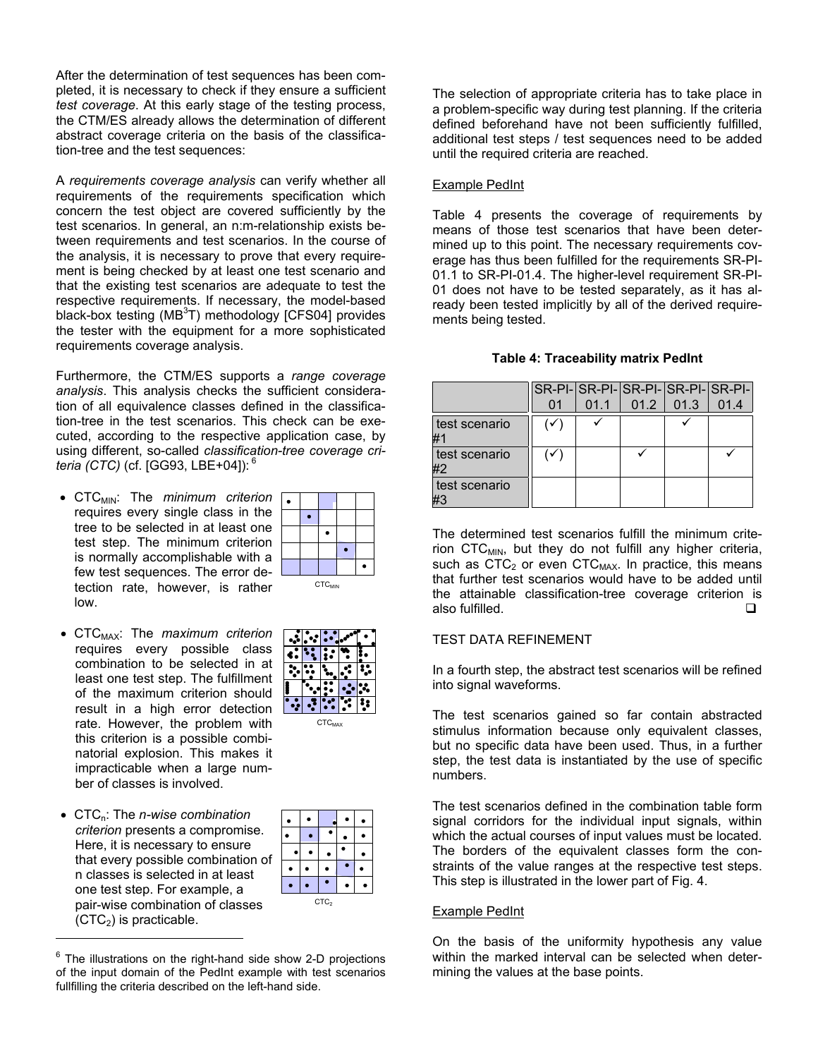After the determination of test sequences has been completed, it is necessary to check if they ensure a sufficient *test coverage*. At this early stage of the testing process, the CTM/ES already allows the determination of different abstract coverage criteria on the basis of the classification-tree and the test sequences:

A *requirements coverage analysis* can verify whether all requirements of the requirements specification which concern the test object are covered sufficiently by the test scenarios. In general, an n:m-relationship exists between requirements and test scenarios. In the course of the analysis, it is necessary to prove that every requirement is being checked by at least one test scenario and that the existing test scenarios are adequate to test the respective requirements. If necessary, the model-based black-box testing ($MB^3T$) methodology [CFS04] provides the tester with the equipment for a more sophisticated requirements coverage analysis.

Furthermore, the CTM/ES supports a *range coverage analysis*. This analysis checks the sufficient consideration of all equivalence classes defined in the classification-tree in the test scenarios. This check can be executed, according to the respective application case, by using different, so-called *classification-tree coverage criteria (CTC)* (cf. [GG93, LBE+04]): [6]

- $CTC_{MIN}$: The *minimum criterion* requires every single class in the tree to be selected in at least one test step. The minimum criterion is normally accomplishable with a few test sequences. The error detection rate, however, is rather low.

$CTC_{MIN}$

- $CTC_{MAX}$: The *maximum criterion* requires every possible class combination to be selected in at least one test step. The fulfillment of the maximum criterion should result in a high error detection rate. However, the problem with this criterion is a possible combinatorial explosion. This makes it impracticable when a large number of classes is involved.

$CTC_{MAX}$

- $CTC_n$: The *n-wise combination criterion* presents a compromise. Here, it is necessary to ensure that every possible combination of n classes is selected in at least one test step. For example, a pair-wise combination of classes ($CTC_2$) is practicable.

$CTC_2$

The selection of appropriate criteria has to take place in a problem-specific way during test planning. If the criteria defined beforehand have not been sufficiently fulfilled, additional test steps / test sequences need to be added until the required criteria are reached.

Example PedInt

Table 4 presents the coverage of requirements by means of those test scenarios that have been determined up to this point. The necessary requirements coverage has thus been fulfilled for the requirements SR-PI-01.1 to SR-PI-01.4. The higher-level requirement SR-PI-01 does not have to be tested separately, as it has already been tested implicitly by all of the derived requirements being tested.

**Table 4: Traceability matrix PedInt**

| | SR-PI-01 | SR-PI-01.1 | SR-PI-01.2 | SR-PI-01.3 | SR-PI-01.4 |
|---|---|---|---|---|---|
| test scenario #1 | (✓) | ✓ | | ✓ | |
| test scenario #2 | (✓) | | ✓ | | ✓ |
| test scenario #3 | | | | | |

The determined test scenarios fulfill the minimum criterion $CTC_{MIN}$, but they do not fulfill any higher criteria, such as $CTC_2$ or even $CTC_{MAX}$. In practice, this means that further test scenarios would have to be added until the attainable classification-tree coverage criterion is also fulfilled. ❑

TEST DATA REFINEMENT

In a fourth step, the abstract test scenarios will be refined into signal waveforms.

The test scenarios gained so far contain abstracted stimulus information because only equivalent classes, but no specific data have been used. Thus, in a further step, the test data is instantiated by the use of specific numbers.

The test scenarios defined in the combination table form signal corridors for the individual input signals, within which the actual courses of input values must be located. The borders of the equivalent classes form the constraints of the value ranges at the respective test steps. This step is illustrated in the lower part of Fig. 4.

Example PedInt

On the basis of the uniformity hypothesis any value within the marked interval can be selected when determining the values at the base points.

[6] The illustrations on the right-hand side show 2-D projections of the input domain of the PedInt example with test scenarios fullfilling the criteria described on the left-hand side.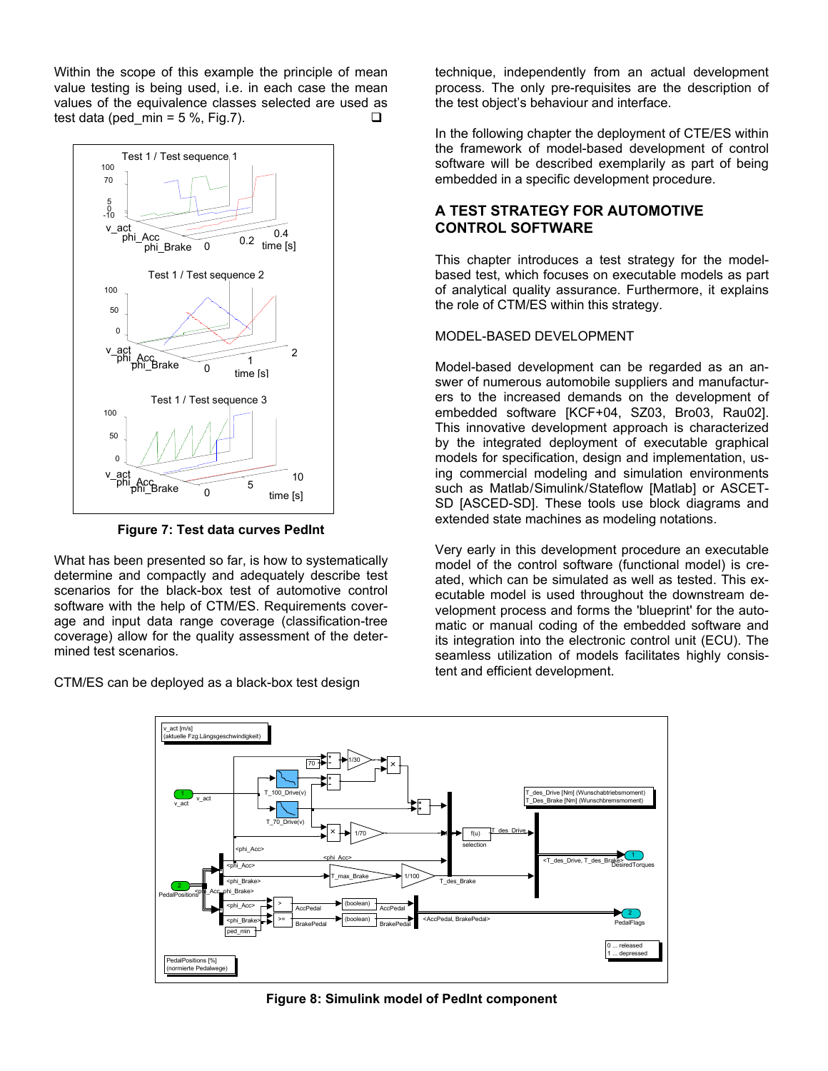Within the scope of this example the principle of mean value testing is being used, i.e. in each case the mean values of the equivalence classes selected are used as test data (ped_min = 5 %, Fig.7). ❑

**Figure 7: Test data curves PedInt**

What has been presented so far, is how to systematically determine and compactly and adequately describe test scenarios for the black-box test of automotive control software with the help of CTM/ES. Requirements coverage and input data range coverage (classification-tree coverage) allow for the quality assessment of the determined test scenarios.

CTM/ES can be deployed as a black-box test design technique, independently from an actual development process. The only pre-requisites are the description of the test object's behaviour and interface.

In the following chapter the deployment of CTE/ES within the framework of model-based development of control software will be described exemplarily as part of being embedded in a specific development procedure.

## A TEST STRATEGY FOR AUTOMOTIVE CONTROL SOFTWARE

This chapter introduces a test strategy for the model-based test, which focuses on executable models as part of analytical quality assurance. Furthermore, it explains the role of CTM/ES within this strategy.

### MODEL-BASED DEVELOPMENT

Model-based development can be regarded as an answer of numerous automobile suppliers and manufacturers to the increased demands on the development of embedded software [KCF+04, SZ03, Bro03, Rau02]. This innovative development approach is characterized by the integrated deployment of executable graphical models for specification, design and implementation, using commercial modeling and simulation environments such as Matlab/Simulink/Stateflow [Matlab] or ASCET-SD [ASCED-SD]. These tools use block diagrams and extended state machines as modeling notations.

Very early in this development procedure an executable model of the control software (functional model) is created, which can be simulated as well as tested. This executable model is used throughout the downstream development process and forms the 'blueprint' for the automatic or manual coding of the embedded software and its integration into the electronic control unit (ECU). The seamless utilization of models facilitates highly consistent and efficient development.

**Figure 8: Simulink model of PedInt component**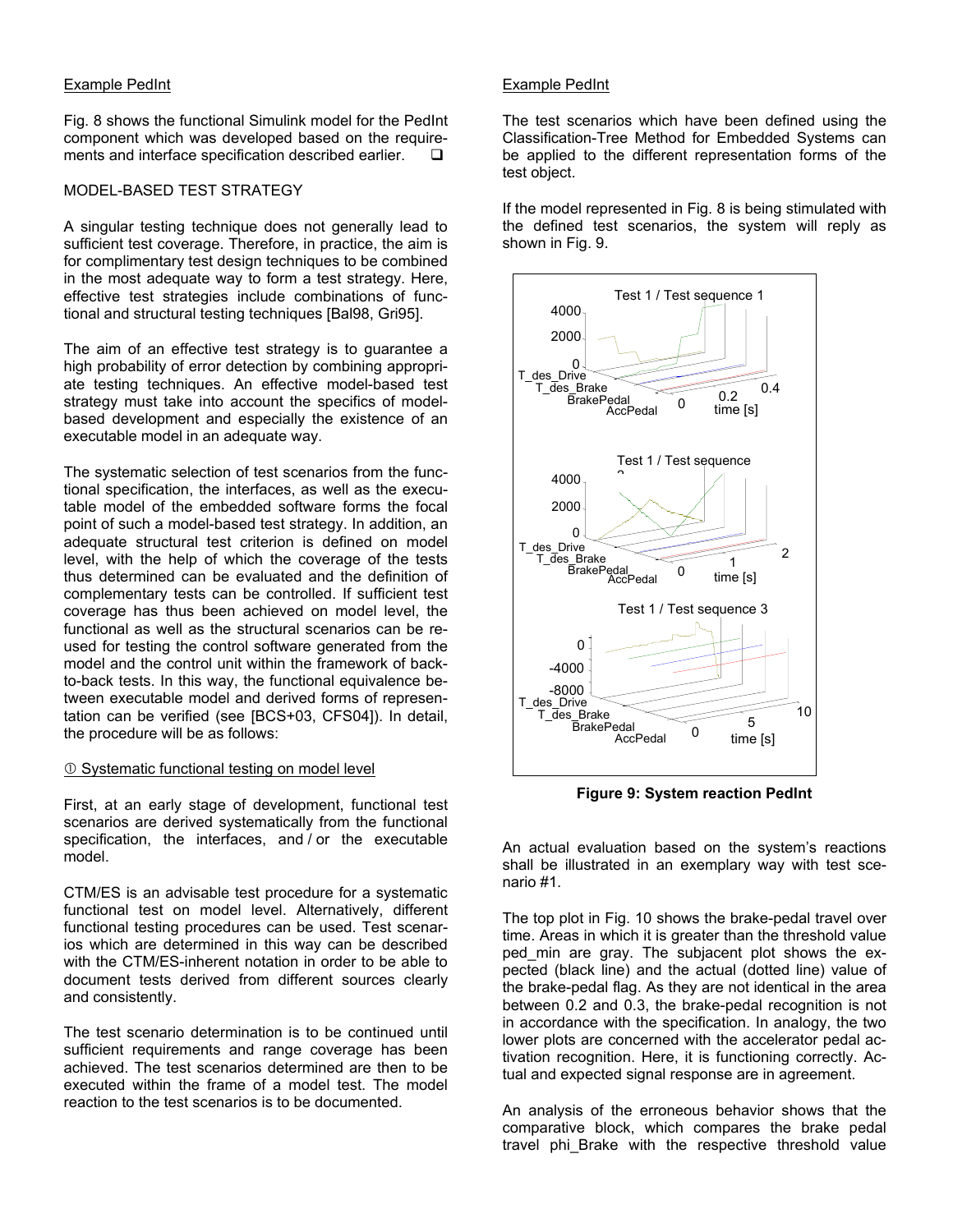Example PedInt

Fig. 8 shows the functional Simulink model for the PedInt component which was developed based on the requirements and interface specification described earlier. ❑

MODEL-BASED TEST STRATEGY

A singular testing technique does not generally lead to sufficient test coverage. Therefore, in practice, the aim is for complimentary test design techniques to be combined in the most adequate way to form a test strategy. Here, effective test strategies include combinations of functional and structural testing techniques [Bal98, Gri95].

The aim of an effective test strategy is to guarantee a high probability of error detection by combining appropriate testing techniques. An effective model-based test strategy must take into account the specifics of model-based development and especially the existence of an executable model in an adequate way.

The systematic selection of test scenarios from the functional specification, the interfaces, as well as the executable model of the embedded software forms the focal point of such a model-based test strategy. In addition, an adequate structural test criterion is defined on model level, with the help of which the coverage of the tests thus determined can be evaluated and the definition of complementary tests can be controlled. If sufficient test coverage has thus been achieved on model level, the functional as well as the structural scenarios can be reused for testing the control software generated from the model and the control unit within the framework of back-to-back tests. In this way, the functional equivalence between executable model and derived forms of representation can be verified (see [BCS+03, CFS04]). In detail, the procedure will be as follows:

① Systematic functional testing on model level

First, at an early stage of development, functional test scenarios are derived systematically from the functional specification, the interfaces, and / or the executable model.

CTM/ES is an advisable test procedure for a systematic functional test on model level. Alternatively, different functional testing procedures can be used. Test scenarios which are determined in this way can be described with the CTM/ES-inherent notation in order to be able to document tests derived from different sources clearly and consistently.

The test scenario determination is to be continued until sufficient requirements and range coverage has been achieved. The test scenarios determined are then to be executed within the frame of a model test. The model reaction to the test scenarios is to be documented.

Example PedInt

The test scenarios which have been defined using the Classification-Tree Method for Embedded Systems can be applied to the different representation forms of the test object.

If the model represented in Fig. 8 is being stimulated with the defined test scenarios, the system will reply as shown in Fig. 9.

**Figure 9: System reaction PedInt**

An actual evaluation based on the system's reactions shall be illustrated in an exemplary way with test scenario #1.

The top plot in Fig. 10 shows the brake-pedal travel over time. Areas in which it is greater than the threshold value ped_min are gray. The subjacent plot shows the expected (black line) and the actual (dotted line) value of the brake-pedal flag. As they are not identical in the area between 0.2 and 0.3, the brake-pedal recognition is not in accordance with the specification. In analogy, the two lower plots are concerned with the accelerator pedal activation recognition. Here, it is functioning correctly. Actual and expected signal response are in agreement.

An analysis of the erroneous behavior shows that the comparative block, which compares the brake pedal travel phi_Brake with the respective threshold value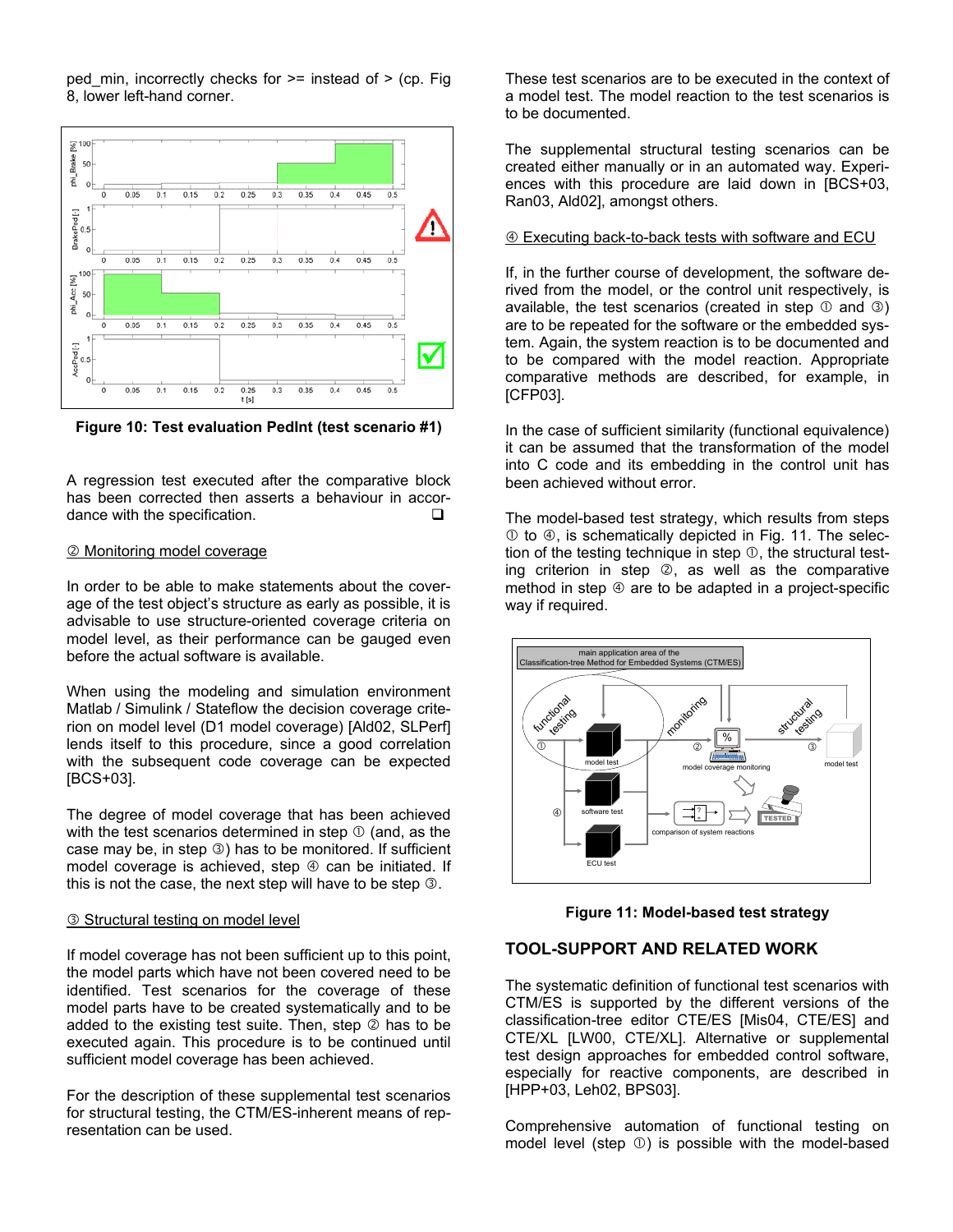ped_min, incorrectly checks for >= instead of > (cp. Fig 8, lower left-hand corner.

**Figure 10: Test evaluation PedInt (test scenario #1)**

A regression test executed after the comparative block has been corrected then asserts a behaviour in accordance with the specification. ❑

② Monitoring model coverage

In order to be able to make statements about the coverage of the test object's structure as early as possible, it is advisable to use structure-oriented coverage criteria on model level, as their performance can be gauged even before the actual software is available.

When using the modeling and simulation environment Matlab / Simulink / Stateflow the decision coverage criterion on model level (D1 model coverage) [Ald02, SLPerf] lends itself to this procedure, since a good correlation with the subsequent code coverage can be expected [BCS+03].

The degree of model coverage that has been achieved with the test scenarios determined in step ① (and, as the case may be, in step ③) has to be monitored. If sufficient model coverage is achieved, step ④ can be initiated. If this is not the case, the next step will have to be step ③.

③ Structural testing on model level

If model coverage has not been sufficient up to this point, the model parts which have not been covered need to be identified. Test scenarios for the coverage of these model parts have to be created systematically and to be added to the existing test suite. Then, step ② has to be executed again. This procedure is to be continued until sufficient model coverage has been achieved.

For the description of these supplemental test scenarios for structural testing, the CTM/ES-inherent means of representation can be used.

These test scenarios are to be executed in the context of a model test. The model reaction to the test scenarios is to be documented.

The supplemental structural testing scenarios can be created either manually or in an automated way. Experiences with this procedure are laid down in [BCS+03, Ran03, Ald02], amongst others.

④ Executing back-to-back tests with software and ECU

If, in the further course of development, the software derived from the model, or the control unit respectively, is available, the test scenarios (created in step ① and ③) are to be repeated for the software or the embedded system. Again, the system reaction is to be documented and to be compared with the model reaction. Appropriate comparative methods are described, for example, in [CFP03].

In the case of sufficient similarity (functional equivalence) it can be assumed that the transformation of the model into C code and its embedding in the control unit has been achieved without error.

The model-based test strategy, which results from steps ① to ④, is schematically depicted in Fig. 11. The selection of the testing technique in step ①, the structural testing criterion in step ②, as well as the comparative method in step ④ are to be adapted in a project-specific way if required.

**Figure 11: Model-based test strategy**

## TOOL-SUPPORT AND RELATED WORK

The systematic definition of functional test scenarios with CTM/ES is supported by the different versions of the classification-tree editor CTE/ES [Mis04, CTE/ES] and CTE/XL [LW00, CTE/XL]. Alternative or supplemental test design approaches for embedded control software, especially for reactive components, are described in [HPP+03, Leh02, BPS03].

Comprehensive automation of functional testing on model level (step ①) is possible with the model-based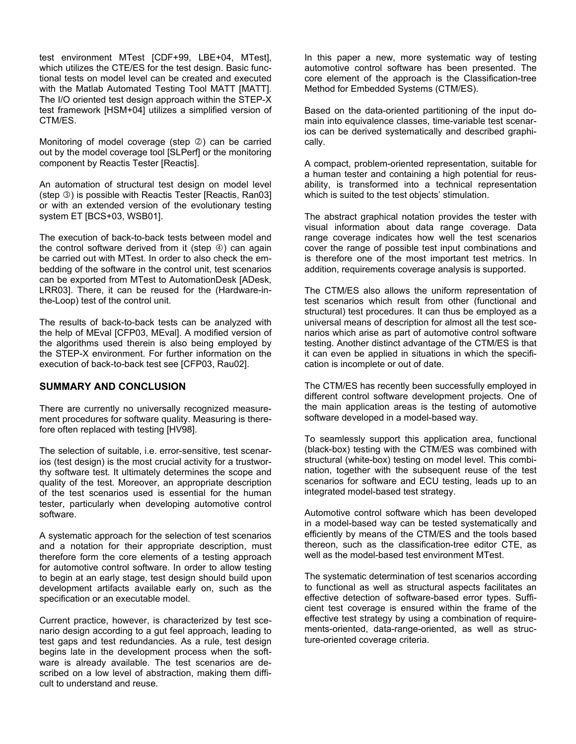test environment MTest [CDF+99, LBE+04, MTest], which utilizes the CTE/ES for the test design. Basic functional tests on model level can be created and executed with the Matlab Automated Testing Tool MATT [MATT]. The I/O oriented test design approach within the STEP-X test framework [HSM+04] utilizes a simplified version of CTM/ES.

Monitoring of model coverage (step ②) can be carried out by the model coverage tool [SLPerf] or the monitoring component by Reactis Tester [Reactis].

An automation of structural test design on model level (step ③) is possible with Reactis Tester [Reactis, Ran03] or with an extended version of the evolutionary testing system ET [BCS+03, WSB01].

The execution of back-to-back tests between model and the control software derived from it (step ④) can again be carried out with MTest. In order to also check the embedding of the software in the control unit, test scenarios can be exported from MTest to AutomationDesk [ADesk, LRR03]. There, it can be reused for the (Hardware-in-the-Loop) test of the control unit.

The results of back-to-back tests can be analyzed with the help of MEval [CFP03, MEval]. A modified version of the algorithms used therein is also being employed by the STEP-X environment. For further information on the execution of back-to-back test see [CFP03, Rau02].

## SUMMARY AND CONCLUSION

There are currently no universally recognized measurement procedures for software quality. Measuring is therefore often replaced with testing [HV98].

The selection of suitable, i.e. error-sensitive, test scenarios (test design) is the most crucial activity for a trustworthy software test. It ultimately determines the scope and quality of the test. Moreover, an appropriate description of the test scenarios used is essential for the human tester, particularly when developing automotive control software.

A systematic approach for the selection of test scenarios and a notation for their appropriate description, must therefore form the core elements of a testing approach for automotive control software. In order to allow testing to begin at an early stage, test design should build upon development artifacts available early on, such as the specification or an executable model.

Current practice, however, is characterized by test scenario design according to a gut feel approach, leading to test gaps and test redundancies. As a rule, test design begins late in the development process when the software is already available. The test scenarios are described on a low level of abstraction, making them difficult to understand and reuse.

In this paper a new, more systematic way of testing automotive control software has been presented. The core element of the approach is the Classification-tree Method for Embedded Systems (CTM/ES).

Based on the data-oriented partitioning of the input domain into equivalence classes, time-variable test scenarios can be derived systematically and described graphically.

A compact, problem-oriented representation, suitable for a human tester and containing a high potential for reusability, is transformed into a technical representation which is suited to the test objects' stimulation.

The abstract graphical notation provides the tester with visual information about data range coverage. Data range coverage indicates how well the test scenarios cover the range of possible test input combinations and is therefore one of the most important test metrics. In addition, requirements coverage analysis is supported.

The CTM/ES also allows the uniform representation of test scenarios which result from other (functional and structural) test procedures. It can thus be employed as a universal means of description for almost all the test scenarios which arise as part of automotive control software testing. Another distinct advantage of the CTM/ES is that it can even be applied in situations in which the specification is incomplete or out of date.

The CTM/ES has recently been successfully employed in different control software development projects. One of the main application areas is the testing of automotive software developed in a model-based way.

To seamlessly support this application area, functional (black-box) testing with the CTM/ES was combined with structural (white-box) testing on model level. This combination, together with the subsequent reuse of the test scenarios for software and ECU testing, leads up to an integrated model-based test strategy.

Automotive control software which has been developed in a model-based way can be tested systematically and efficiently by means of the CTM/ES and the tools based thereon, such as the classification-tree editor CTE, as well as the model-based test environment MTest.

The systematic determination of test scenarios according to functional as well as structural aspects facilitates an effective detection of software-based error types. Sufficient test coverage is ensured within the frame of the effective test strategy by using a combination of requirements-oriented, data-range-oriented, as well as structure-oriented coverage criteria.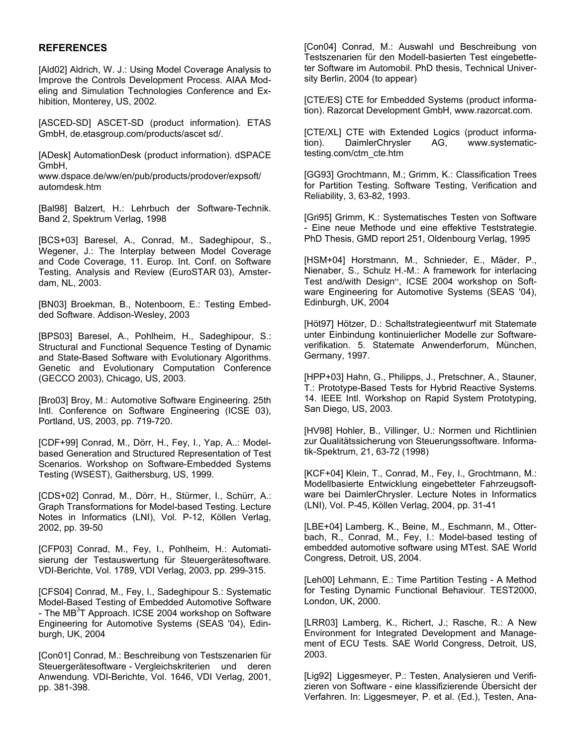## REFERENCES

[Ald02] Aldrich, W. J.: Using Model Coverage Analysis to Improve the Controls Development Process. AIAA Modeling and Simulation Technologies Conference and Exhibition, Monterey, US, 2002.

[ASCED-SD] ASCET-SD (product information). ETAS GmbH, de.etasgroup.com/products/ascet sd/.

[ADesk] AutomationDesk (product information). dSPACE GmbH, www.dspace.de/ww/en/pub/products/prodover/expsoft/automdesk.htm

[Bal98] Balzert, H.: Lehrbuch der Software-Technik. Band 2, Spektrum Verlag, 1998

[BCS+03] Baresel, A., Conrad, M., Sadeghipour, S., Wegener, J.: The Interplay between Model Coverage and Code Coverage, 11. Europ. Int. Conf. on Software Testing, Analysis and Review (EuroSTAR 03), Amsterdam, NL, 2003.

[BN03] Broekman, B., Notenboom, E.: Testing Embedded Software. Addison-Wesley, 2003

[BPS03] Baresel, A., Pohlheim, H., Sadeghipour, S.: Structural and Functional Sequence Testing of Dynamic and State-Based Software with Evolutionary Algorithms. Genetic and Evolutionary Computation Conference (GECCO 2003), Chicago, US, 2003.

[Bro03] Broy, M.: Automotive Software Engineering. 25th Intl. Conference on Software Engineering (ICSE 03), Portland, US, 2003, pp. 719-720.

[CDF+99] Conrad, M., Dörr, H., Fey, I., Yap, A..: Model-based Generation and Structured Representation of Test Scenarios. Workshop on Software-Embedded Systems Testing (WSEST), Gaithersburg, US, 1999.

[CDS+02] Conrad, M., Dörr, H., Stürmer, I., Schürr, A.: Graph Transformations for Model-based Testing. Lecture Notes in Informatics (LNI), Vol. P-12, Köllen Verlag, 2002, pp. 39-50

[CFP03] Conrad, M., Fey, I., Pohlheim, H.: Automatisierung der Testauswertung für Steuergerätesoftware. VDI-Berichte, Vol. 1789, VDI Verlag, 2003, pp. 299-315.

[CFS04] Conrad, M., Fey, I., Sadeghipour S.: Systematic Model-Based Testing of Embedded Automotive Software - The $MB^3T$ Approach. ICSE 2004 workshop on Software Engineering for Automotive Systems (SEAS '04), Edinburgh, UK, 2004

[Con01] Conrad, M.: Beschreibung von Testszenarien für Steuergerätesoftware - Vergleichskriterien und deren Anwendung. VDI-Berichte, Vol. 1646, VDI Verlag, 2001, pp. 381-398.

[Con04] Conrad, M.: Auswahl und Beschreibung von Testszenarien für den Modell-basierten Test eingebetteter Software im Automobil. PhD thesis, Technical University Berlin, 2004 (to appear)

[CTE/ES] CTE for Embedded Systems (product information). Razorcat Development GmbH, www.razorcat.com.

[CTE/XL] CTE with Extended Logics (product information). DaimlerChrysler AG, www.systematic-testing.com/ctm_cte.htm

[GG93] Grochtmann, M.; Grimm, K.: Classification Trees for Partition Testing. Software Testing, Verification and Reliability, 3, 63-82, 1993.

[Gri95] Grimm, K.: Systematisches Testen von Software - Eine neue Methode und eine effektive Teststrategie. PhD Thesis, GMD report 251, Oldenbourg Verlag, 1995

[HSM+04] Horstmann, M., Schnieder, E., Mäder, P., Nienaber, S., Schulz H.-M.: A framework for interlacing Test and/with Design", ICSE 2004 workshop on Software Engineering for Automotive Systems (SEAS '04), Edinburgh, UK, 2004

[Höt97] Hötzer, D.: Schaltstrategieentwurf mit Statemate unter Einbindung kontinuierlicher Modelle zur Softwareverifikation. 5. Statemate Anwenderforum, München, Germany, 1997.

[HPP+03] Hahn, G., Philipps, J., Pretschner, A., Stauner, T.: Prototype-Based Tests for Hybrid Reactive Systems. 14. IEEE Intl. Workshop on Rapid System Prototyping, San Diego, US, 2003.

[HV98] Hohler, B., Villinger, U.: Normen und Richtlinien zur Qualitätssicherung von Steuerungssoftware. Informatik-Spektrum, 21, 63-72 (1998)

[KCF+04] Klein, T., Conrad, M., Fey, I., Grochtmann, M.: Modellbasierte Entwicklung eingebetteter Fahrzeugsoftware bei DaimlerChrysler. Lecture Notes in Informatics (LNI), Vol. P-45, Köllen Verlag, 2004, pp. 31-41

[LBE+04] Lamberg, K., Beine, M., Eschmann, M., Otterbach, R., Conrad, M., Fey, I.: Model-based testing of embedded automotive software using MTest. SAE World Congress, Detroit, US, 2004.

[Leh00] Lehmann, E.: Time Partition Testing - A Method for Testing Dynamic Functional Behaviour. TEST2000, London, UK, 2000.

[LRR03] Lamberg, K., Richert, J.; Rasche, R.: A New Environment for Integrated Development and Management of ECU Tests. SAE World Congress, Detroit, US, 2003.

[Lig92] Liggesmeyer, P.: Testen, Analysieren und Verifizieren von Software - eine klassifizierende Übersicht der Verfahren. In: Liggesmeyer, P. et al. (Ed.), Testen, Ana-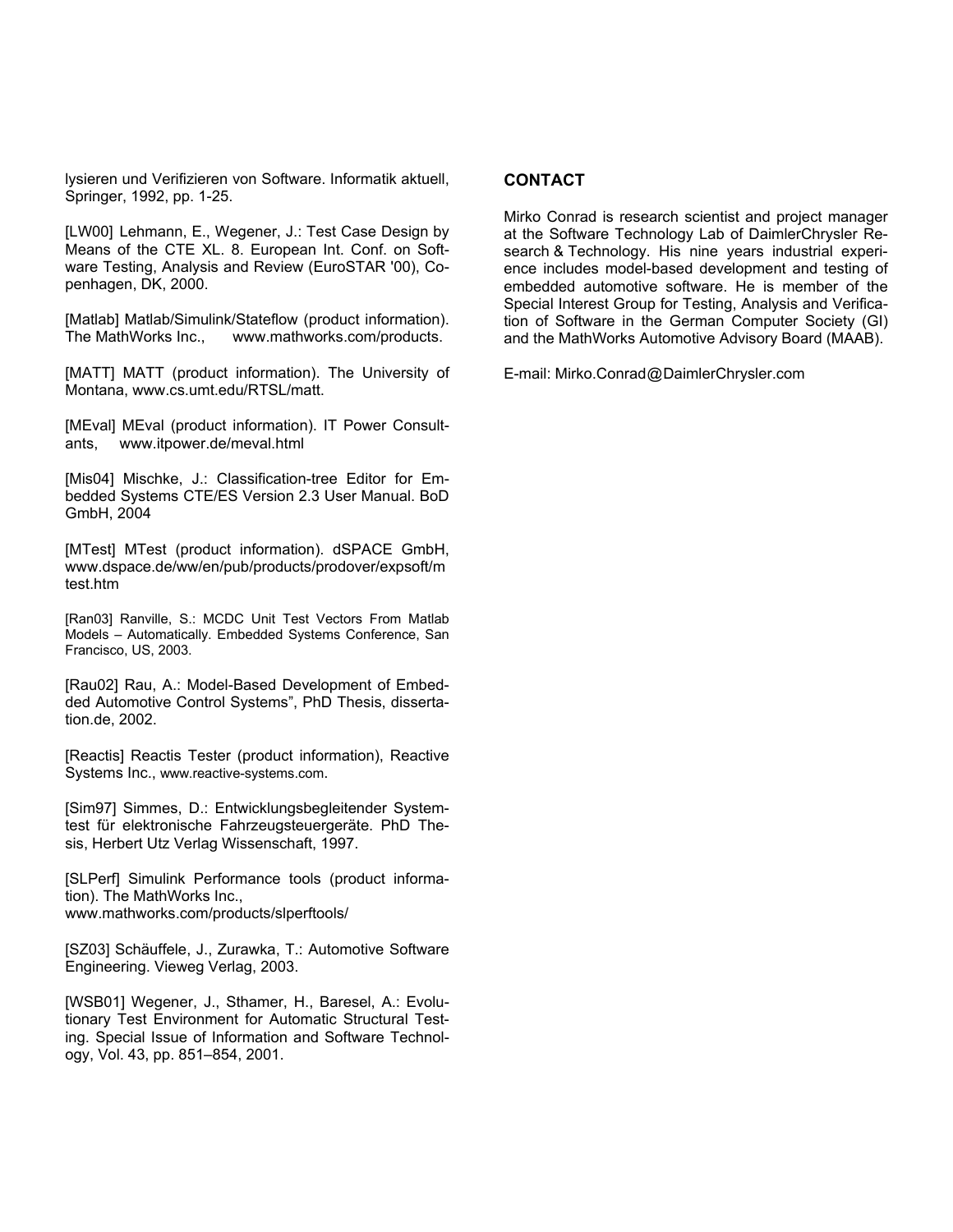lysieren und Verifizieren von Software. Informatik aktuell, Springer, 1992, pp. 1-25.

[LW00] Lehmann, E., Wegener, J.: Test Case Design by Means of the CTE XL. 8. European Int. Conf. on Software Testing, Analysis and Review (EuroSTAR '00), Copenhagen, DK, 2000.

[Matlab] Matlab/Simulink/Stateflow (product information). The MathWorks Inc., www.mathworks.com/products.

[MATT] MATT (product information). The University of Montana, www.cs.umt.edu/RTSL/matt.

[MEval] MEval (product information). IT Power Consultants, www.itpower.de/meval.html

[Mis04] Mischke, J.: Classification-tree Editor for Embedded Systems CTE/ES Version 2.3 User Manual. BoD GmbH, 2004

[MTest] MTest (product information). dSPACE GmbH, www.dspace.de/ww/en/pub/products/prodover/expsoft/mtest.htm

[Ran03] Ranville, S.: MCDC Unit Test Vectors From Matlab Models – Automatically. Embedded Systems Conference, San Francisco, US, 2003.

[Rau02] Rau, A.: Model-Based Development of Embedded Automotive Control Systems", PhD Thesis, dissertation.de, 2002.

[Reactis] Reactis Tester (product information), Reactive Systems Inc., www.reactive-systems.com.

[Sim97] Simmes, D.: Entwicklungsbegleitender Systemtest für elektronische Fahrzeugsteuergeräte. PhD Thesis, Herbert Utz Verlag Wissenschaft, 1997.

[SLPerf] Simulink Performance tools (product information). The MathWorks Inc., www.mathworks.com/products/slperftools/

[SZ03] Schäuffele, J., Zurawka, T.: Automotive Software Engineering. Vieweg Verlag, 2003.

[WSB01] Wegener, J., Sthamer, H., Baresel, A.: Evolutionary Test Environment for Automatic Structural Testing. Special Issue of Information and Software Technology, Vol. 43, pp. 851–854, 2001.

## CONTACT

Mirko Conrad is research scientist and project manager at the Software Technology Lab of DaimlerChrysler Research & Technology. His nine years industrial experience includes model-based development and testing of embedded automotive software. He is member of the Special Interest Group for Testing, Analysis and Verification of Software in the German Computer Society (GI) and the MathWorks Automotive Advisory Board (MAAB).

E-mail: Mirko.Conrad@DaimlerChrysler.com